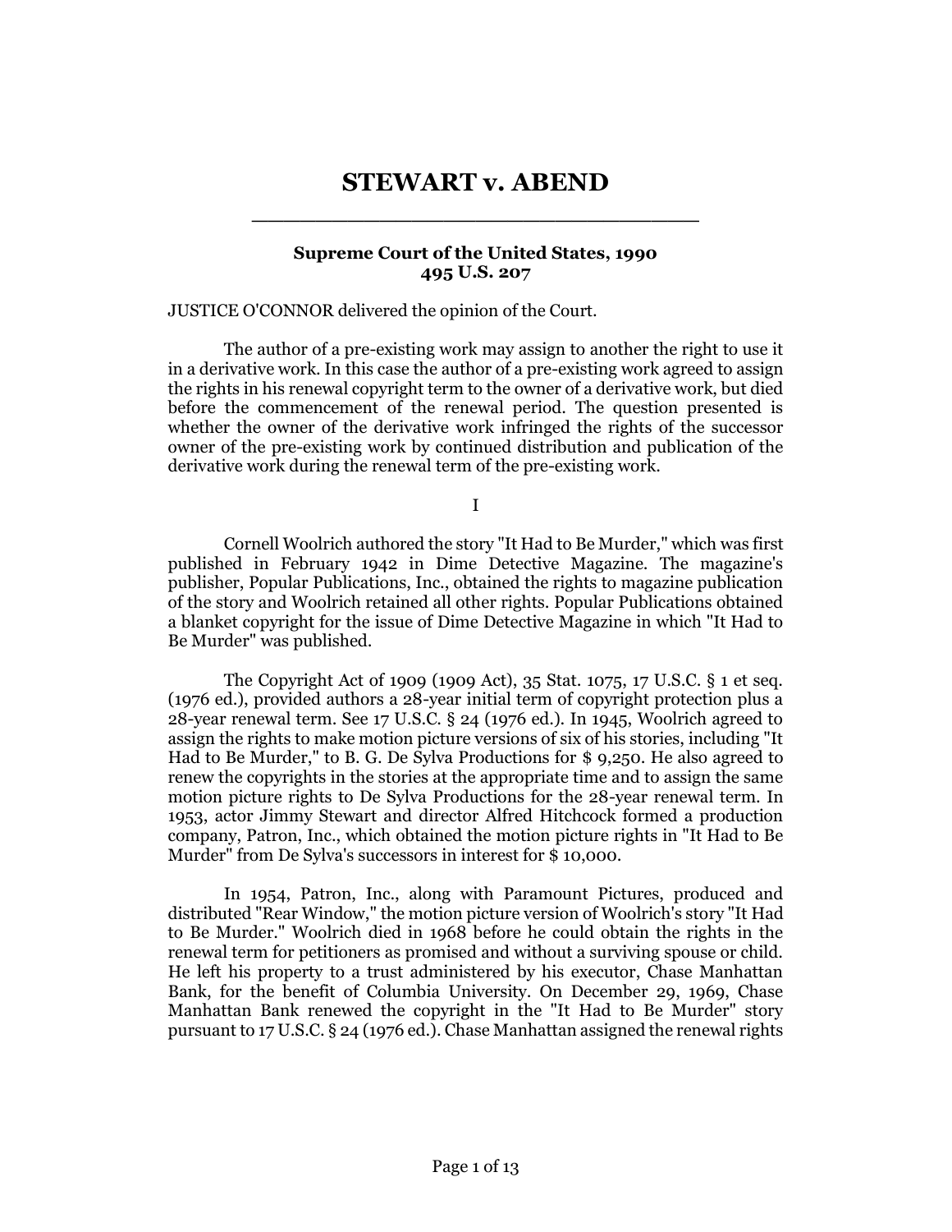# STEWART v. ABEND

**Supreme Court of the United States, 1990**
**495 U.S. 207**

JUSTICE O'CONNOR delivered the opinion of the Court.

The author of a pre-existing work may assign to another the right to use it in a derivative work. In this case the author of a pre-existing work agreed to assign the rights in his renewal copyright term to the owner of a derivative work, but died before the commencement of the renewal period. The question presented is whether the owner of the derivative work infringed the rights of the successor owner of the pre-existing work by continued distribution and publication of the derivative work during the renewal term of the pre-existing work.

I

Cornell Woolrich authored the story "It Had to Be Murder," which was first published in February 1942 in Dime Detective Magazine. The magazine's publisher, Popular Publications, Inc., obtained the rights to magazine publication of the story and Woolrich retained all other rights. Popular Publications obtained a blanket copyright for the issue of Dime Detective Magazine in which "It Had to Be Murder" was published.

The Copyright Act of 1909 (1909 Act), 35 Stat. 1075, 17 U.S.C. § 1 et seq. (1976 ed.), provided authors a 28-year initial term of copyright protection plus a 28-year renewal term. See 17 U.S.C. § 24 (1976 ed.). In 1945, Woolrich agreed to assign the rights to make motion picture versions of six of his stories, including "It Had to Be Murder," to B. G. De Sylva Productions for $ 9,250. He also agreed to renew the copyrights in the stories at the appropriate time and to assign the same motion picture rights to De Sylva Productions for the 28-year renewal term. In 1953, actor Jimmy Stewart and director Alfred Hitchcock formed a production company, Patron, Inc., which obtained the motion picture rights in "It Had to Be Murder" from De Sylva's successors in interest for $ 10,000.

In 1954, Patron, Inc., along with Paramount Pictures, produced and distributed "Rear Window," the motion picture version of Woolrich's story "It Had to Be Murder." Woolrich died in 1968 before he could obtain the rights in the renewal term for petitioners as promised and without a surviving spouse or child. He left his property to a trust administered by his executor, Chase Manhattan Bank, for the benefit of Columbia University. On December 29, 1969, Chase Manhattan Bank renewed the copyright in the "It Had to Be Murder" story pursuant to 17 U.S.C. § 24 (1976 ed.). Chase Manhattan assigned the renewal rights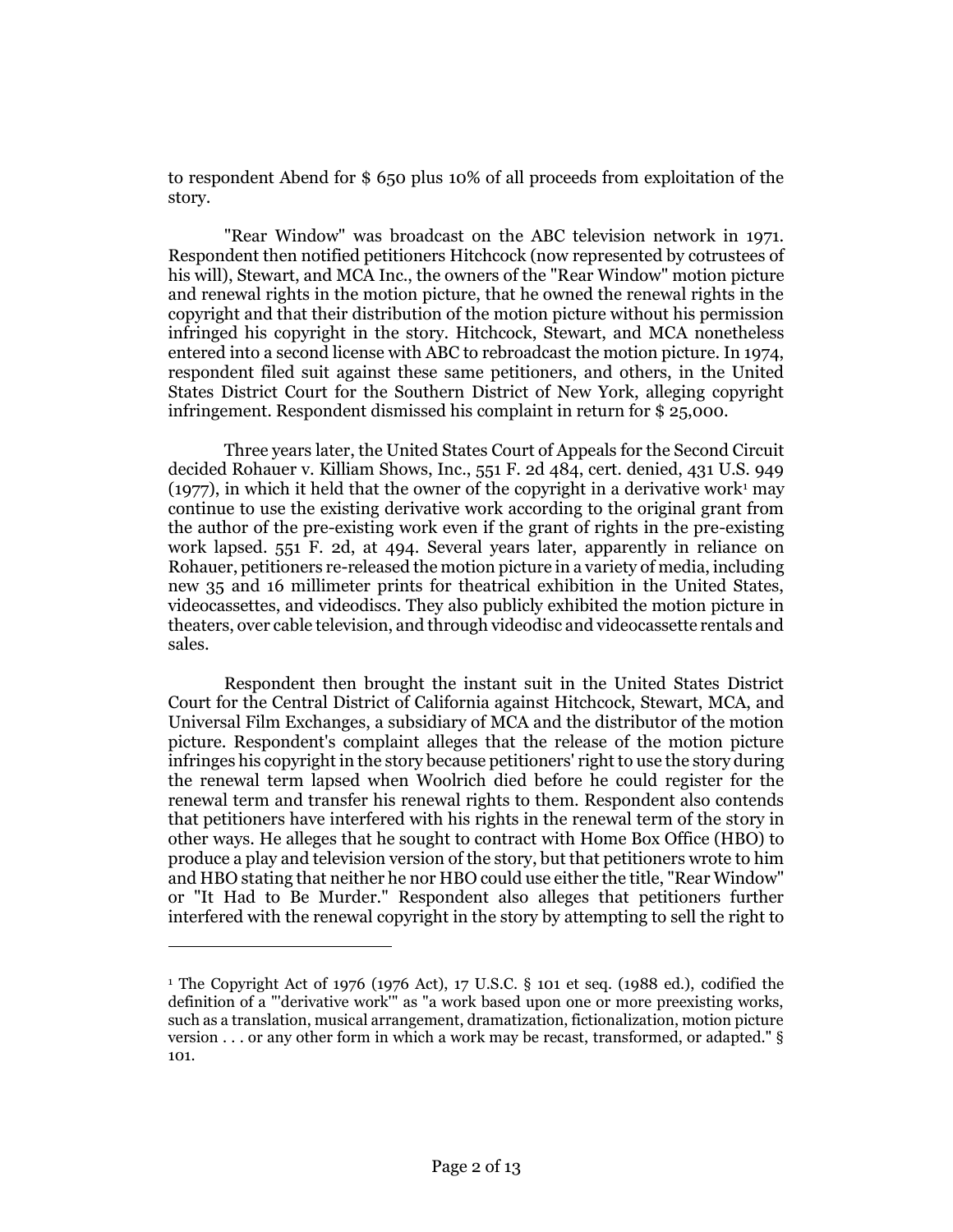to respondent Abend for $ 650 plus 10% of all proceeds from exploitation of the story.

"Rear Window" was broadcast on the ABC television network in 1971. Respondent then notified petitioners Hitchcock (now represented by cotrustees of his will), Stewart, and MCA Inc., the owners of the "Rear Window" motion picture and renewal rights in the motion picture, that he owned the renewal rights in the copyright and that their distribution of the motion picture without his permission infringed his copyright in the story. Hitchcock, Stewart, and MCA nonetheless entered into a second license with ABC to rebroadcast the motion picture. In 1974, respondent filed suit against these same petitioners, and others, in the United States District Court for the Southern District of New York, alleging copyright infringement. Respondent dismissed his complaint in return for $ 25,000.

Three years later, the United States Court of Appeals for the Second Circuit decided Rohauer v. Killiam Shows, Inc., 551 F. 2d 484, cert. denied, 431 U.S. 949 (1977), in which it held that the owner of the copyright in a derivative work[1] may continue to use the existing derivative work according to the original grant from the author of the pre-existing work even if the grant of rights in the pre-existing work lapsed. 551 F. 2d, at 494. Several years later, apparently in reliance on Rohauer, petitioners re-released the motion picture in a variety of media, including new 35 and 16 millimeter prints for theatrical exhibition in the United States, videocassettes, and videodiscs. They also publicly exhibited the motion picture in theaters, over cable television, and through videodisc and videocassette rentals and sales.

Respondent then brought the instant suit in the United States District Court for the Central District of California against Hitchcock, Stewart, MCA, and Universal Film Exchanges, a subsidiary of MCA and the distributor of the motion picture. Respondent's complaint alleges that the release of the motion picture infringes his copyright in the story because petitioners' right to use the story during the renewal term lapsed when Woolrich died before he could register for the renewal term and transfer his renewal rights to them. Respondent also contends that petitioners have interfered with his rights in the renewal term of the story in other ways. He alleges that he sought to contract with Home Box Office (HBO) to produce a play and television version of the story, but that petitioners wrote to him and HBO stating that neither he nor HBO could use either the title, "Rear Window" or "It Had to Be Murder." Respondent also alleges that petitioners further interfered with the renewal copyright in the story by attempting to sell the right to

[1] The Copyright Act of 1976 (1976 Act), 17 U.S.C. § 101 et seq. (1988 ed.), codified the definition of a "'derivative work'" as "a work based upon one or more preexisting works, such as a translation, musical arrangement, dramatization, fictionalization, motion picture version . . . or any other form in which a work may be recast, transformed, or adapted." § 101.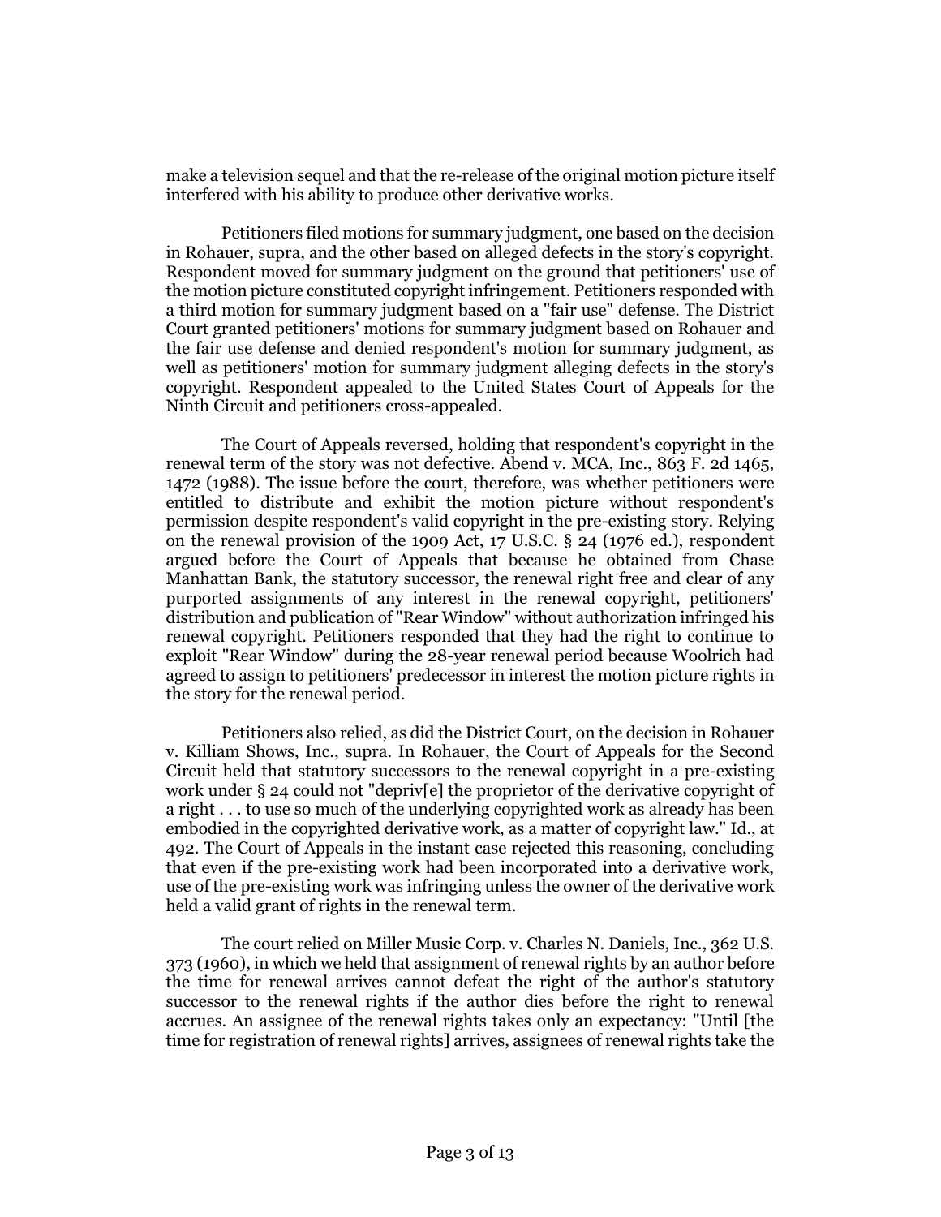make a television sequel and that the re-release of the original motion picture itself interfered with his ability to produce other derivative works.

Petitioners filed motions for summary judgment, one based on the decision in Rohauer, supra, and the other based on alleged defects in the story's copyright. Respondent moved for summary judgment on the ground that petitioners' use of the motion picture constituted copyright infringement. Petitioners responded with a third motion for summary judgment based on a "fair use" defense. The District Court granted petitioners' motions for summary judgment based on Rohauer and the fair use defense and denied respondent's motion for summary judgment, as well as petitioners' motion for summary judgment alleging defects in the story's copyright. Respondent appealed to the United States Court of Appeals for the Ninth Circuit and petitioners cross-appealed.

The Court of Appeals reversed, holding that respondent's copyright in the renewal term of the story was not defective. Abend v. MCA, Inc., 863 F. 2d 1465, 1472 (1988). The issue before the court, therefore, was whether petitioners were entitled to distribute and exhibit the motion picture without respondent's permission despite respondent's valid copyright in the pre-existing story. Relying on the renewal provision of the 1909 Act, 17 U.S.C. § 24 (1976 ed.), respondent argued before the Court of Appeals that because he obtained from Chase Manhattan Bank, the statutory successor, the renewal right free and clear of any purported assignments of any interest in the renewal copyright, petitioners' distribution and publication of "Rear Window" without authorization infringed his renewal copyright. Petitioners responded that they had the right to continue to exploit "Rear Window" during the 28-year renewal period because Woolrich had agreed to assign to petitioners' predecessor in interest the motion picture rights in the story for the renewal period.

Petitioners also relied, as did the District Court, on the decision in Rohauer v. Killiam Shows, Inc., supra. In Rohauer, the Court of Appeals for the Second Circuit held that statutory successors to the renewal copyright in a pre-existing work under § 24 could not "depriv[e] the proprietor of the derivative copyright of a right . . . to use so much of the underlying copyrighted work as already has been embodied in the copyrighted derivative work, as a matter of copyright law." Id., at 492. The Court of Appeals in the instant case rejected this reasoning, concluding that even if the pre-existing work had been incorporated into a derivative work, use of the pre-existing work was infringing unless the owner of the derivative work held a valid grant of rights in the renewal term.

The court relied on Miller Music Corp. v. Charles N. Daniels, Inc., 362 U.S. 373 (1960), in which we held that assignment of renewal rights by an author before the time for renewal arrives cannot defeat the right of the author's statutory successor to the renewal rights if the author dies before the right to renewal accrues. An assignee of the renewal rights takes only an expectancy: "Until [the time for registration of renewal rights] arrives, assignees of renewal rights take the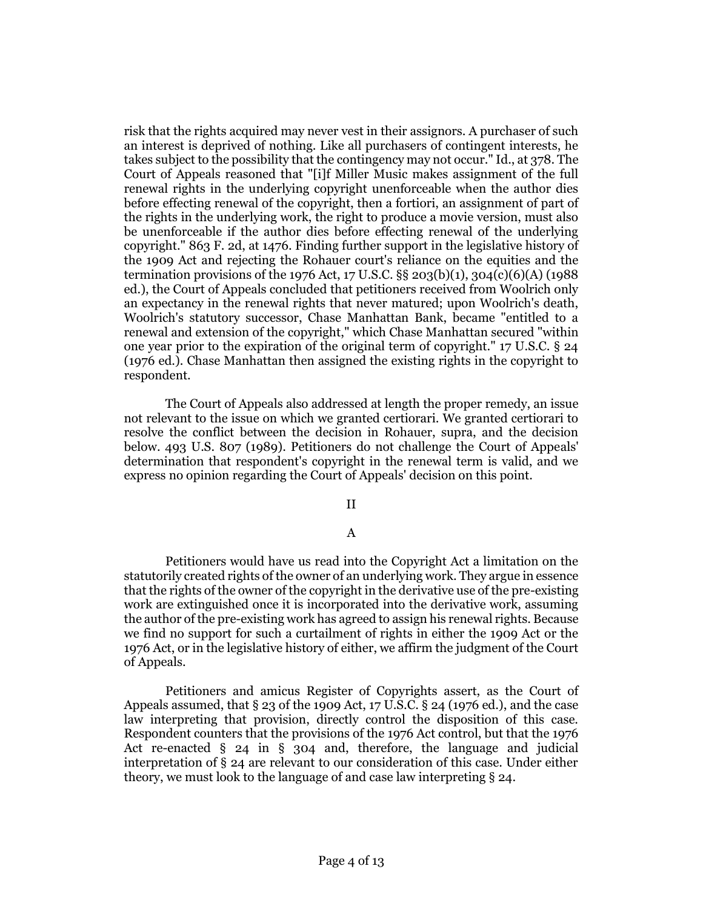risk that the rights acquired may never vest in their assignors. A purchaser of such an interest is deprived of nothing. Like all purchasers of contingent interests, he takes subject to the possibility that the contingency may not occur." Id., at 378. The Court of Appeals reasoned that "[i]f Miller Music makes assignment of the full renewal rights in the underlying copyright unenforceable when the author dies before effecting renewal of the copyright, then a fortiori, an assignment of part of the rights in the underlying work, the right to produce a movie version, must also be unenforceable if the author dies before effecting renewal of the underlying copyright." 863 F. 2d, at 1476. Finding further support in the legislative history of the 1909 Act and rejecting the Rohauer court's reliance on the equities and the termination provisions of the 1976 Act, 17 U.S.C. §§ 203(b)(1), 304(c)(6)(A) (1988 ed.), the Court of Appeals concluded that petitioners received from Woolrich only an expectancy in the renewal rights that never matured; upon Woolrich's death, Woolrich's statutory successor, Chase Manhattan Bank, became "entitled to a renewal and extension of the copyright," which Chase Manhattan secured "within one year prior to the expiration of the original term of copyright." 17 U.S.C. § 24 (1976 ed.). Chase Manhattan then assigned the existing rights in the copyright to respondent.

The Court of Appeals also addressed at length the proper remedy, an issue not relevant to the issue on which we granted certiorari. We granted certiorari to resolve the conflict between the decision in Rohauer, supra, and the decision below. 493 U.S. 807 (1989). Petitioners do not challenge the Court of Appeals' determination that respondent's copyright in the renewal term is valid, and we express no opinion regarding the Court of Appeals' decision on this point.

## II

### A

Petitioners would have us read into the Copyright Act a limitation on the statutorily created rights of the owner of an underlying work. They argue in essence that the rights of the owner of the copyright in the derivative use of the pre-existing work are extinguished once it is incorporated into the derivative work, assuming the author of the pre-existing work has agreed to assign his renewal rights. Because we find no support for such a curtailment of rights in either the 1909 Act or the 1976 Act, or in the legislative history of either, we affirm the judgment of the Court of Appeals.

Petitioners and amicus Register of Copyrights assert, as the Court of Appeals assumed, that § 23 of the 1909 Act, 17 U.S.C. § 24 (1976 ed.), and the case law interpreting that provision, directly control the disposition of this case. Respondent counters that the provisions of the 1976 Act control, but that the 1976 Act re-enacted § 24 in § 304 and, therefore, the language and judicial interpretation of § 24 are relevant to our consideration of this case. Under either theory, we must look to the language of and case law interpreting § 24.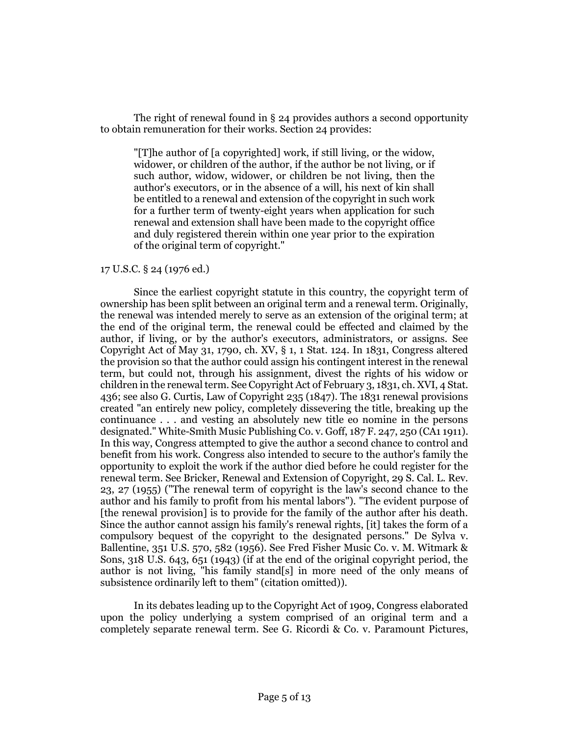The right of renewal found in § 24 provides authors a second opportunity to obtain remuneration for their works. Section 24 provides:

> "[T]he author of [a copyrighted] work, if still living, or the widow, widower, or children of the author, if the author be not living, or if such author, widow, widower, or children be not living, then the author's executors, or in the absence of a will, his next of kin shall be entitled to a renewal and extension of the copyright in such work for a further term of twenty-eight years when application for such renewal and extension shall have been made to the copyright office and duly registered therein within one year prior to the expiration of the original term of copyright."

17 U.S.C. § 24 (1976 ed.)

Since the earliest copyright statute in this country, the copyright term of ownership has been split between an original term and a renewal term. Originally, the renewal was intended merely to serve as an extension of the original term; at the end of the original term, the renewal could be effected and claimed by the author, if living, or by the author's executors, administrators, or assigns. See Copyright Act of May 31, 1790, ch. XV, § 1, 1 Stat. 124. In 1831, Congress altered the provision so that the author could assign his contingent interest in the renewal term, but could not, through his assignment, divest the rights of his widow or children in the renewal term. See Copyright Act of February 3, 1831, ch. XVI, 4 Stat. 436; see also G. Curtis, Law of Copyright 235 (1847). The 1831 renewal provisions created "an entirely new policy, completely dissevering the title, breaking up the continuance . . . and vesting an absolutely new title eo nomine in the persons designated." White-Smith Music Publishing Co. v. Goff, 187 F. 247, 250 (CA1 1911). In this way, Congress attempted to give the author a second chance to control and benefit from his work. Congress also intended to secure to the author's family the opportunity to exploit the work if the author died before he could register for the renewal term. See Bricker, Renewal and Extension of Copyright, 29 S. Cal. L. Rev. 23, 27 (1955) ("The renewal term of copyright is the law's second chance to the author and his family to profit from his mental labors"). "The evident purpose of [the renewal provision] is to provide for the family of the author after his death. Since the author cannot assign his family's renewal rights, [it] takes the form of a compulsory bequest of the copyright to the designated persons." De Sylva v. Ballentine, 351 U.S. 570, 582 (1956). See Fred Fisher Music Co. v. M. Witmark & Sons, 318 U.S. 643, 651 (1943) (if at the end of the original copyright period, the author is not living, "his family stand[s] in more need of the only means of subsistence ordinarily left to them" (citation omitted)).

In its debates leading up to the Copyright Act of 1909, Congress elaborated upon the policy underlying a system comprised of an original term and a completely separate renewal term. See G. Ricordi & Co. v. Paramount Pictures,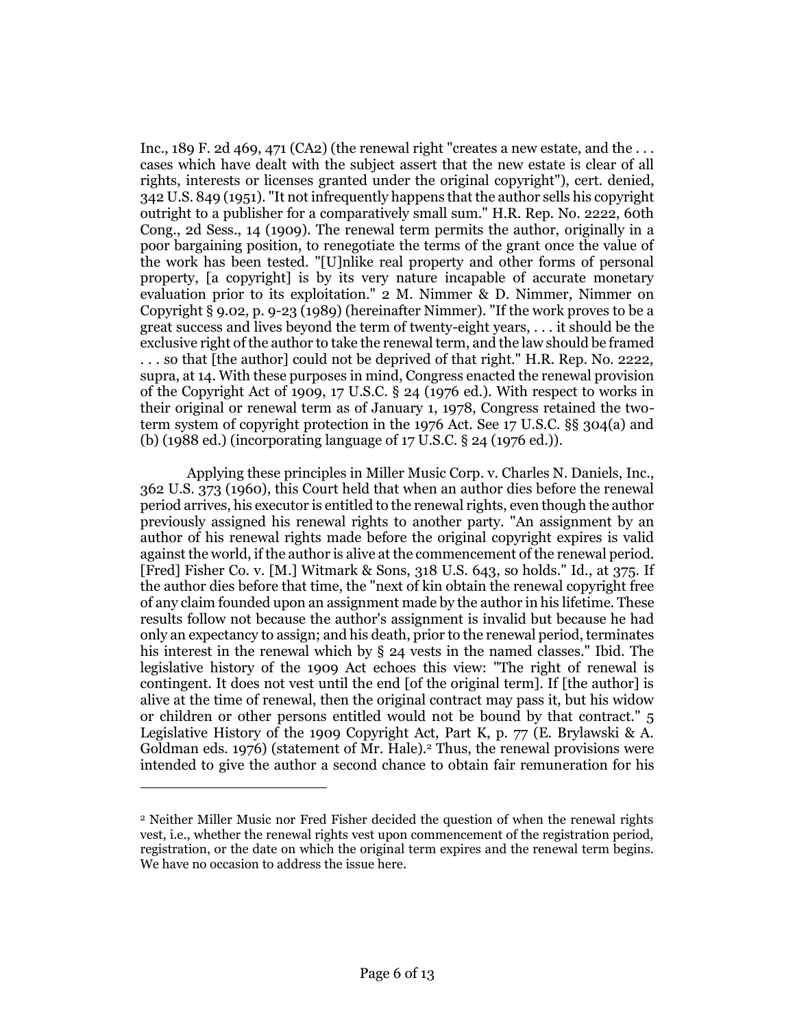Inc., 189 F. 2d 469, 471 (CA2) (the renewal right "creates a new estate, and the . . . cases which have dealt with the subject assert that the new estate is clear of all rights, interests or licenses granted under the original copyright"), cert. denied, 342 U.S. 849 (1951). "It not infrequently happens that the author sells his copyright outright to a publisher for a comparatively small sum." H.R. Rep. No. 2222, 60th Cong., 2d Sess., 14 (1909). The renewal term permits the author, originally in a poor bargaining position, to renegotiate the terms of the grant once the value of the work has been tested. "[U]nlike real property and other forms of personal property, [a copyright] is by its very nature incapable of accurate monetary evaluation prior to its exploitation." 2 M. Nimmer & D. Nimmer, Nimmer on Copyright § 9.02, p. 9-23 (1989) (hereinafter Nimmer). "If the work proves to be a great success and lives beyond the term of twenty-eight years, . . . it should be the exclusive right of the author to take the renewal term, and the law should be framed . . . so that [the author] could not be deprived of that right." H.R. Rep. No. 2222, supra, at 14. With these purposes in mind, Congress enacted the renewal provision of the Copyright Act of 1909, 17 U.S.C. § 24 (1976 ed.). With respect to works in their original or renewal term as of January 1, 1978, Congress retained the two-term system of copyright protection in the 1976 Act. See 17 U.S.C. §§ 304(a) and (b) (1988 ed.) (incorporating language of 17 U.S.C. § 24 (1976 ed.)).

Applying these principles in Miller Music Corp. v. Charles N. Daniels, Inc., 362 U.S. 373 (1960), this Court held that when an author dies before the renewal period arrives, his executor is entitled to the renewal rights, even though the author previously assigned his renewal rights to another party. "An assignment by an author of his renewal rights made before the original copyright expires is valid against the world, if the author is alive at the commencement of the renewal period. [Fred] Fisher Co. v. [M.] Witmark & Sons, 318 U.S. 643, so holds." Id., at 375. If the author dies before that time, the "next of kin obtain the renewal copyright free of any claim founded upon an assignment made by the author in his lifetime. These results follow not because the author's assignment is invalid but because he had only an expectancy to assign; and his death, prior to the renewal period, terminates his interest in the renewal which by § 24 vests in the named classes." Ibid. The legislative history of the 1909 Act echoes this view: "The right of renewal is contingent. It does not vest until the end [of the original term]. If [the author] is alive at the time of renewal, then the original contract may pass it, but his widow or children or other persons entitled would not be bound by that contract." 5 Legislative History of the 1909 Copyright Act, Part K, p. 77 (E. Brylawski & A. Goldman eds. 1976) (statement of Mr. Hale).[2] Thus, the renewal provisions were intended to give the author a second chance to obtain fair remuneration for his

---

[2] Neither Miller Music nor Fred Fisher decided the question of when the renewal rights vest, i.e., whether the renewal rights vest upon commencement of the registration period, registration, or the date on which the original term expires and the renewal term begins. We have no occasion to address the issue here.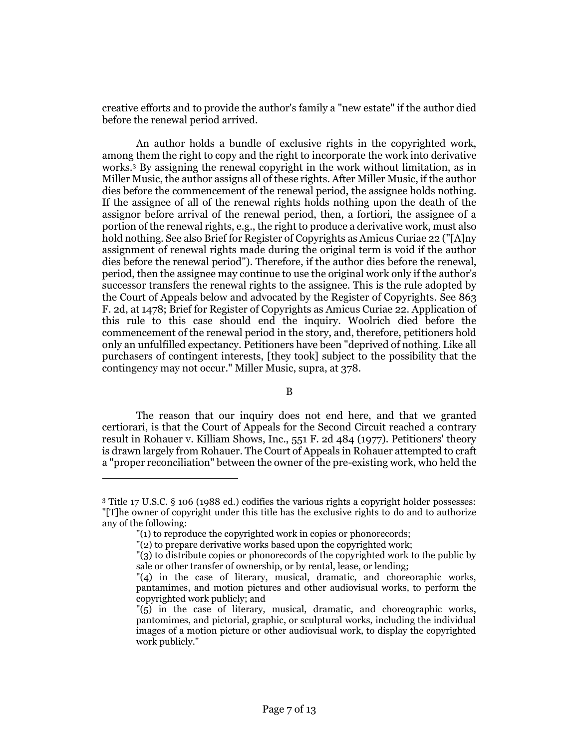creative efforts and to provide the author's family a "new estate" if the author died before the renewal period arrived.

An author holds a bundle of exclusive rights in the copyrighted work, among them the right to copy and the right to incorporate the work into derivative works.[3] By assigning the renewal copyright in the work without limitation, as in Miller Music, the author assigns all of these rights. After Miller Music, if the author dies before the commencement of the renewal period, the assignee holds nothing. If the assignee of all of the renewal rights holds nothing upon the death of the assignor before arrival of the renewal period, then, a fortiori, the assignee of a portion of the renewal rights, e.g., the right to produce a derivative work, must also hold nothing. See also Brief for Register of Copyrights as Amicus Curiae 22 ("[A]ny assignment of renewal rights made during the original term is void if the author dies before the renewal period"). Therefore, if the author dies before the renewal, period, then the assignee may continue to use the original work only if the author's successor transfers the renewal rights to the assignee. This is the rule adopted by the Court of Appeals below and advocated by the Register of Copyrights. See 863 F. 2d, at 1478; Brief for Register of Copyrights as Amicus Curiae 22. Application of this rule to this case should end the inquiry. Woolrich died before the commencement of the renewal period in the story, and, therefore, petitioners hold only an unfulfilled expectancy. Petitioners have been "deprived of nothing. Like all purchasers of contingent interests, [they took] subject to the possibility that the contingency may not occur." Miller Music, supra, at 378.

B

The reason that our inquiry does not end here, and that we granted certiorari, is that the Court of Appeals for the Second Circuit reached a contrary result in Rohauer v. Killiam Shows, Inc., 551 F. 2d 484 (1977). Petitioners' theory is drawn largely from Rohauer. The Court of Appeals in Rohauer attempted to craft a "proper reconciliation" between the owner of the pre-existing work, who held the

---

[3] Title 17 U.S.C. § 106 (1988 ed.) codifies the various rights a copyright holder possesses: "[T]he owner of copyright under this title has the exclusive rights to do and to authorize any of the following:

> "(1) to reproduce the copyrighted work in copies or phonorecords;
>
> "(2) to prepare derivative works based upon the copyrighted work;
>
> "(3) to distribute copies or phonorecords of the copyrighted work to the public by sale or other transfer of ownership, or by rental, lease, or lending;
>
> "(4) in the case of literary, musical, dramatic, and choreoraphic works, pantamimes, and motion pictures and other audiovisual works, to perform the copyrighted work publicly; and
>
> "(5) in the case of literary, musical, dramatic, and choreographic works, pantomimes, and pictorial, graphic, or sculptural works, including the individual images of a motion picture or other audiovisual work, to display the copyrighted work publicly."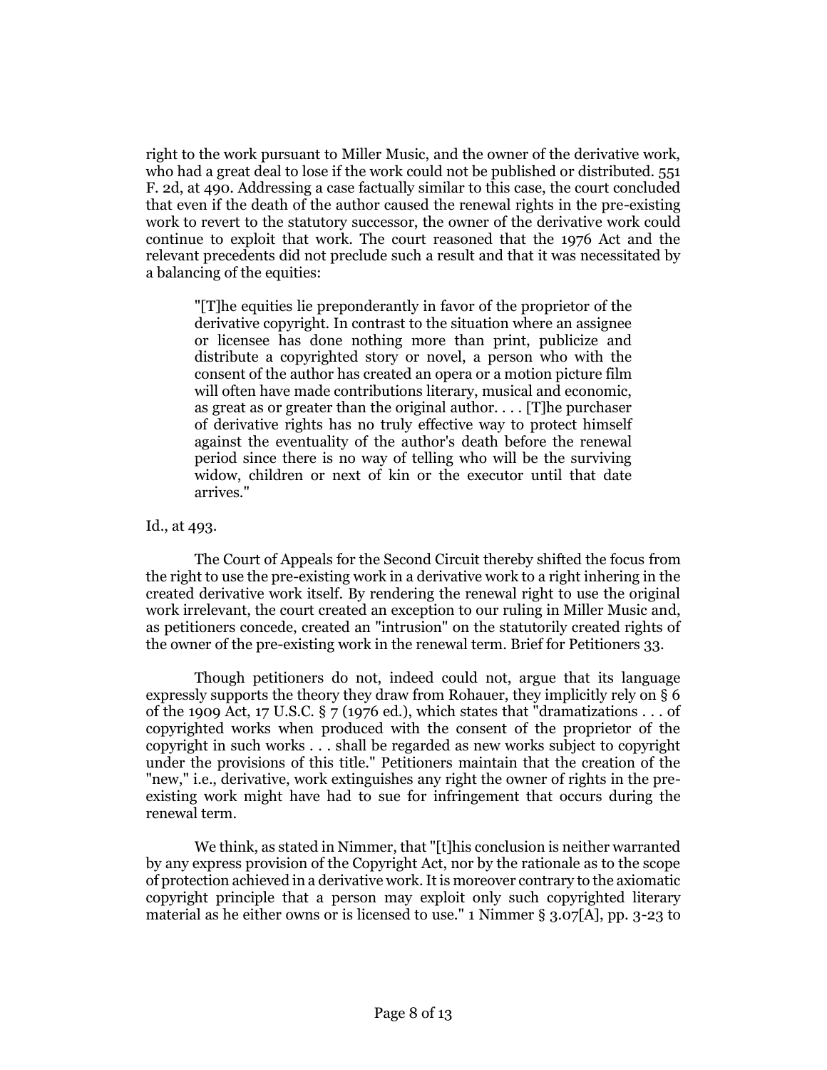right to the work pursuant to Miller Music, and the owner of the derivative work, who had a great deal to lose if the work could not be published or distributed. 551 F. 2d, at 490. Addressing a case factually similar to this case, the court concluded that even if the death of the author caused the renewal rights in the pre-existing work to revert to the statutory successor, the owner of the derivative work could continue to exploit that work. The court reasoned that the 1976 Act and the relevant precedents did not preclude such a result and that it was necessitated by a balancing of the equities:

> "[T]he equities lie preponderantly in favor of the proprietor of the derivative copyright. In contrast to the situation where an assignee or licensee has done nothing more than print, publicize and distribute a copyrighted story or novel, a person who with the consent of the author has created an opera or a motion picture film will often have made contributions literary, musical and economic, as great as or greater than the original author. . . . [T]he purchaser of derivative rights has no truly effective way to protect himself against the eventuality of the author's death before the renewal period since there is no way of telling who will be the surviving widow, children or next of kin or the executor until that date arrives."

Id., at 493.

The Court of Appeals for the Second Circuit thereby shifted the focus from the right to use the pre-existing work in a derivative work to a right inhering in the created derivative work itself. By rendering the renewal right to use the original work irrelevant, the court created an exception to our ruling in Miller Music and, as petitioners concede, created an "intrusion" on the statutorily created rights of the owner of the pre-existing work in the renewal term. Brief for Petitioners 33.

Though petitioners do not, indeed could not, argue that its language expressly supports the theory they draw from Rohauer, they implicitly rely on § 6 of the 1909 Act, 17 U.S.C. § 7 (1976 ed.), which states that "dramatizations . . . of copyrighted works when produced with the consent of the proprietor of the copyright in such works . . . shall be regarded as new works subject to copyright under the provisions of this title." Petitioners maintain that the creation of the "new," i.e., derivative, work extinguishes any right the owner of rights in the pre-existing work might have had to sue for infringement that occurs during the renewal term.

We think, as stated in Nimmer, that "[t]his conclusion is neither warranted by any express provision of the Copyright Act, nor by the rationale as to the scope of protection achieved in a derivative work. It is moreover contrary to the axiomatic copyright principle that a person may exploit only such copyrighted literary material as he either owns or is licensed to use." 1 Nimmer § 3.07[A], pp. 3-23 to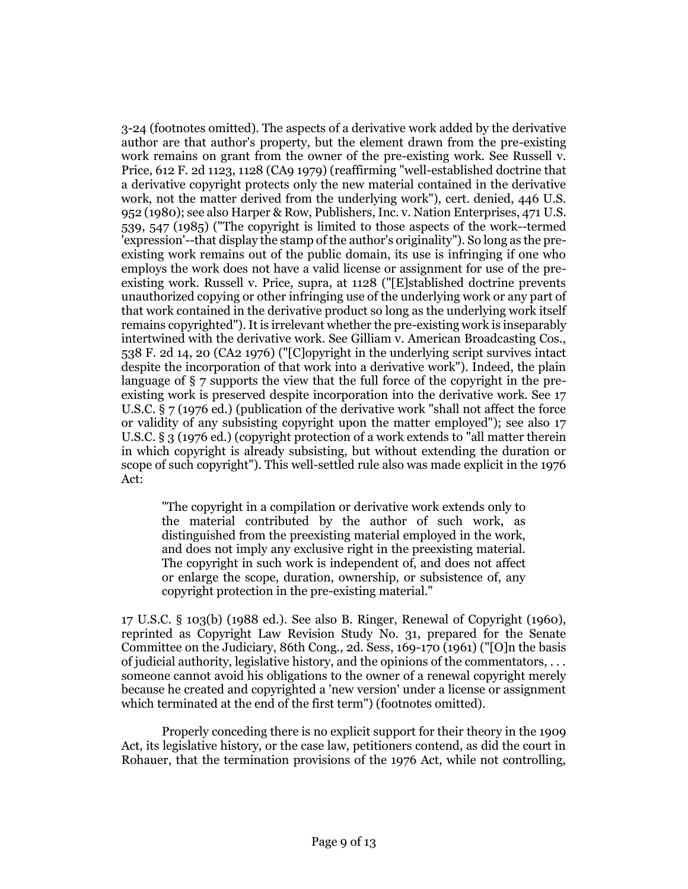3-24 (footnotes omitted). The aspects of a derivative work added by the derivative author are that author's property, but the element drawn from the pre-existing work remains on grant from the owner of the pre-existing work. See Russell v. Price, 612 F. 2d 1123, 1128 (CA9 1979) (reaffirming "well-established doctrine that a derivative copyright protects only the new material contained in the derivative work, not the matter derived from the underlying work"), cert. denied, 446 U.S. 952 (1980); see also Harper & Row, Publishers, Inc. v. Nation Enterprises, 471 U.S. 539, 547 (1985) ("The copyright is limited to those aspects of the work--termed 'expression'--that display the stamp of the author's originality"). So long as the pre-existing work remains out of the public domain, its use is infringing if one who employs the work does not have a valid license or assignment for use of the pre-existing work. Russell v. Price, supra, at 1128 ("[E]stablished doctrine prevents unauthorized copying or other infringing use of the underlying work or any part of that work contained in the derivative product so long as the underlying work itself remains copyrighted"). It is irrelevant whether the pre-existing work is inseparably intertwined with the derivative work. See Gilliam v. American Broadcasting Cos., 538 F. 2d 14, 20 (CA2 1976) ("[C]opyright in the underlying script survives intact despite the incorporation of that work into a derivative work"). Indeed, the plain language of § 7 supports the view that the full force of the copyright in the pre-existing work is preserved despite incorporation into the derivative work. See 17 U.S.C. § 7 (1976 ed.) (publication of the derivative work "shall not affect the force or validity of any subsisting copyright upon the matter employed"); see also 17 U.S.C. § 3 (1976 ed.) (copyright protection of a work extends to "all matter therein in which copyright is already subsisting, but without extending the duration or scope of such copyright"). This well-settled rule also was made explicit in the 1976 Act:

> "The copyright in a compilation or derivative work extends only to the material contributed by the author of such work, as distinguished from the preexisting material employed in the work, and does not imply any exclusive right in the preexisting material. The copyright in such work is independent of, and does not affect or enlarge the scope, duration, ownership, or subsistence of, any copyright protection in the pre-existing material."

17 U.S.C. § 103(b) (1988 ed.). See also B. Ringer, Renewal of Copyright (1960), reprinted as Copyright Law Revision Study No. 31, prepared for the Senate Committee on the Judiciary, 86th Cong., 2d. Sess, 169-170 (1961) ("[O]n the basis of judicial authority, legislative history, and the opinions of the commentators, . . . someone cannot avoid his obligations to the owner of a renewal copyright merely because he created and copyrighted a 'new version' under a license or assignment which terminated at the end of the first term") (footnotes omitted).

Properly conceding there is no explicit support for their theory in the 1909 Act, its legislative history, or the case law, petitioners contend, as did the court in Rohauer, that the termination provisions of the 1976 Act, while not controlling,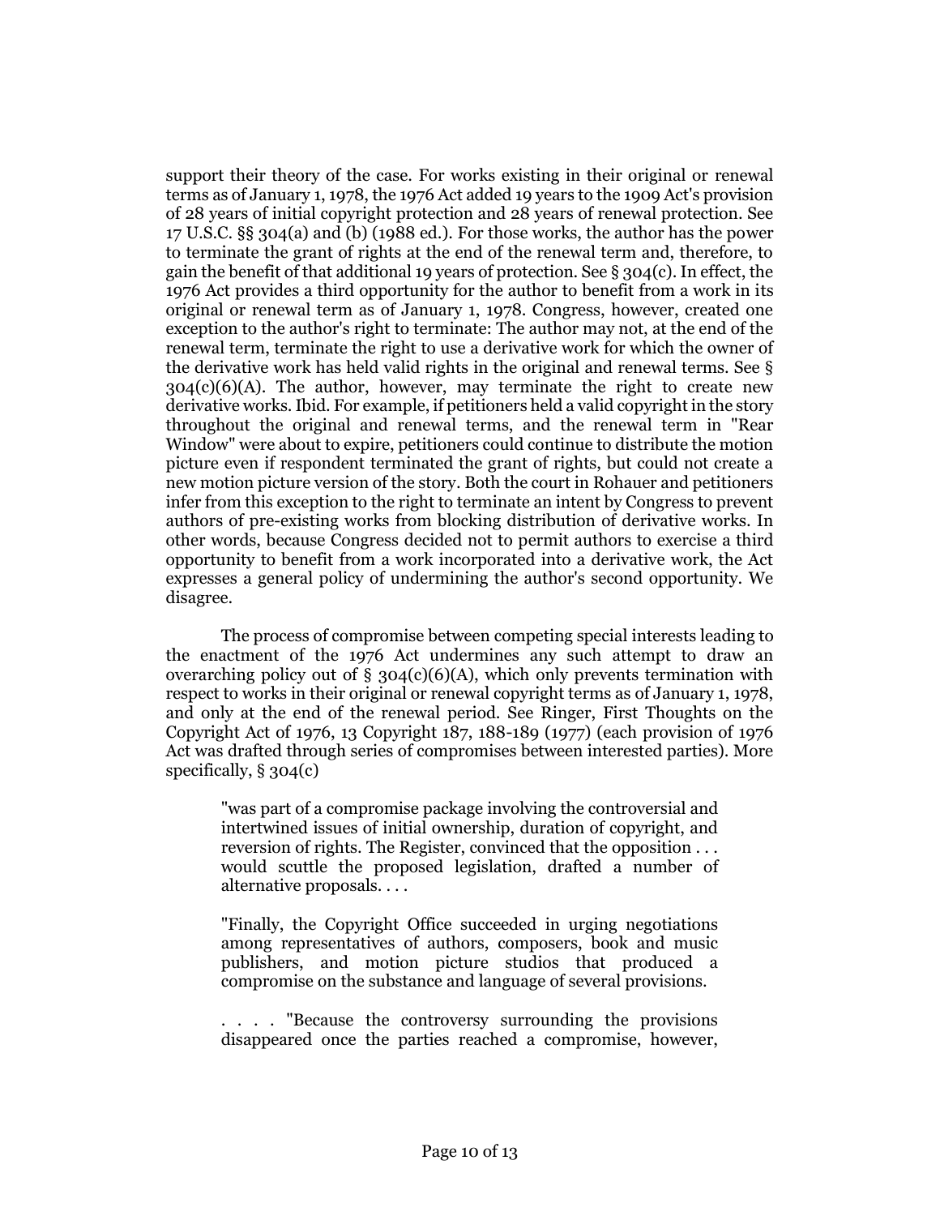support their theory of the case. For works existing in their original or renewal terms as of January 1, 1978, the 1976 Act added 19 years to the 1909 Act's provision of 28 years of initial copyright protection and 28 years of renewal protection. See 17 U.S.C. §§ 304(a) and (b) (1988 ed.). For those works, the author has the power to terminate the grant of rights at the end of the renewal term and, therefore, to gain the benefit of that additional 19 years of protection. See § 304(c). In effect, the 1976 Act provides a third opportunity for the author to benefit from a work in its original or renewal term as of January 1, 1978. Congress, however, created one exception to the author's right to terminate: The author may not, at the end of the renewal term, terminate the right to use a derivative work for which the owner of the derivative work has held valid rights in the original and renewal terms. See § 304(c)(6)(A). The author, however, may terminate the right to create new derivative works. Ibid. For example, if petitioners held a valid copyright in the story throughout the original and renewal terms, and the renewal term in "Rear Window" were about to expire, petitioners could continue to distribute the motion picture even if respondent terminated the grant of rights, but could not create a new motion picture version of the story. Both the court in Rohauer and petitioners infer from this exception to the right to terminate an intent by Congress to prevent authors of pre-existing works from blocking distribution of derivative works. In other words, because Congress decided not to permit authors to exercise a third opportunity to benefit from a work incorporated into a derivative work, the Act expresses a general policy of undermining the author's second opportunity. We disagree.

The process of compromise between competing special interests leading to the enactment of the 1976 Act undermines any such attempt to draw an overarching policy out of § 304(c)(6)(A), which only prevents termination with respect to works in their original or renewal copyright terms as of January 1, 1978, and only at the end of the renewal period. See Ringer, First Thoughts on the Copyright Act of 1976, 13 Copyright 187, 188-189 (1977) (each provision of 1976 Act was drafted through series of compromises between interested parties). More specifically, § 304(c)

> "was part of a compromise package involving the controversial and intertwined issues of initial ownership, duration of copyright, and reversion of rights. The Register, convinced that the opposition . . . would scuttle the proposed legislation, drafted a number of alternative proposals. . . .
>
> "Finally, the Copyright Office succeeded in urging negotiations among representatives of authors, composers, book and music publishers, and motion picture studios that produced a compromise on the substance and language of several provisions.
>
> . . . . "Because the controversy surrounding the provisions disappeared once the parties reached a compromise, however,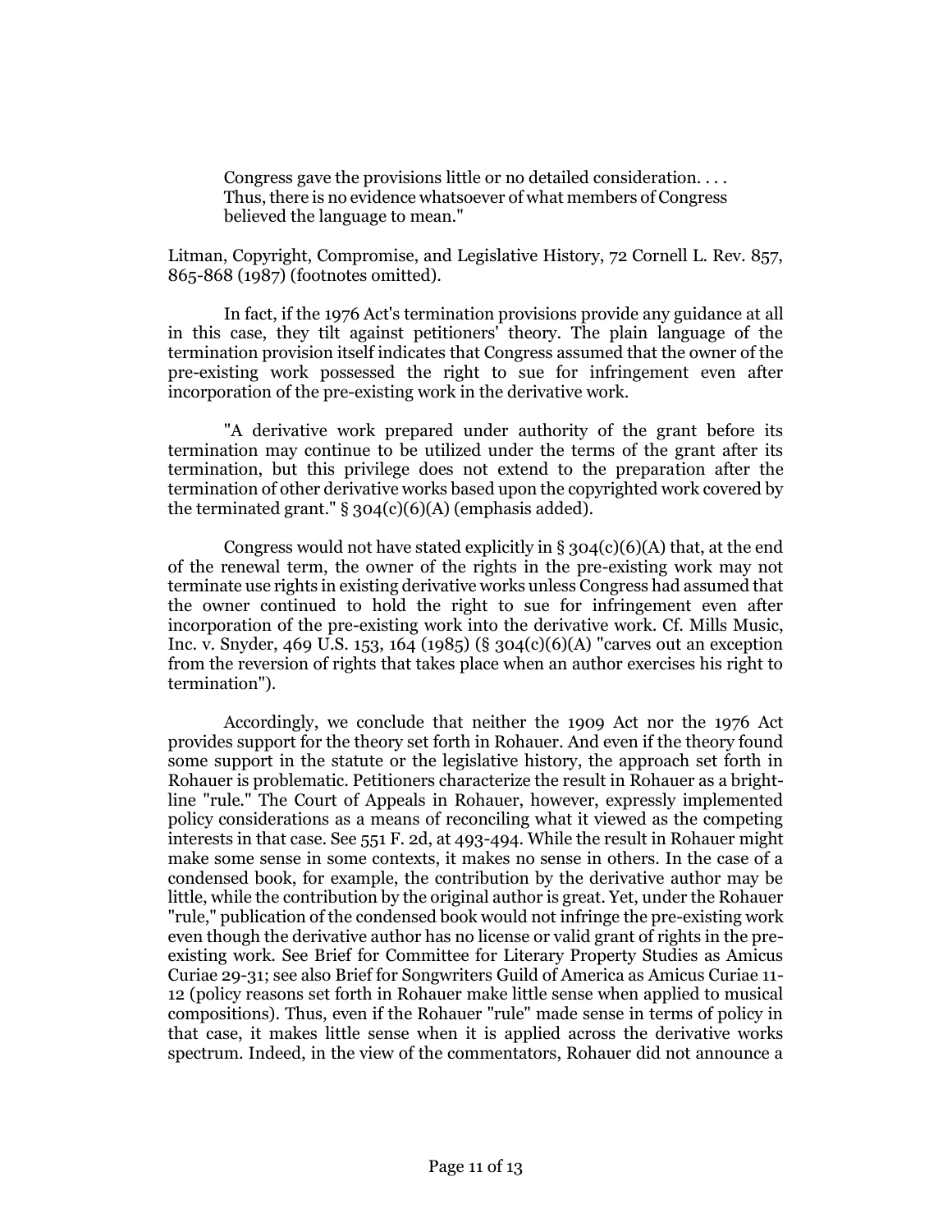> Congress gave the provisions little or no detailed consideration. . . . Thus, there is no evidence whatsoever of what members of Congress believed the language to mean."

Litman, Copyright, Compromise, and Legislative History, 72 Cornell L. Rev. 857, 865-868 (1987) (footnotes omitted).

In fact, if the 1976 Act's termination provisions provide any guidance at all in this case, they tilt against petitioners' theory. The plain language of the termination provision itself indicates that Congress assumed that the owner of the pre-existing work possessed the right to sue for infringement even after incorporation of the pre-existing work in the derivative work.

"A derivative work prepared under authority of the grant before its termination may continue to be utilized under the terms of the grant after its termination, but this privilege does not extend to the preparation after the termination of other derivative works based upon the copyrighted work covered by the terminated grant." § 304(c)(6)(A) (emphasis added).

Congress would not have stated explicitly in § 304(c)(6)(A) that, at the end of the renewal term, the owner of the rights in the pre-existing work may not terminate use rights in existing derivative works unless Congress had assumed that the owner continued to hold the right to sue for infringement even after incorporation of the pre-existing work into the derivative work. Cf. Mills Music, Inc. v. Snyder, 469 U.S. 153, 164 (1985) (§ 304(c)(6)(A) "carves out an exception from the reversion of rights that takes place when an author exercises his right to termination").

Accordingly, we conclude that neither the 1909 Act nor the 1976 Act provides support for the theory set forth in Rohauer. And even if the theory found some support in the statute or the legislative history, the approach set forth in Rohauer is problematic. Petitioners characterize the result in Rohauer as a bright-line "rule." The Court of Appeals in Rohauer, however, expressly implemented policy considerations as a means of reconciling what it viewed as the competing interests in that case. See 551 F. 2d, at 493-494. While the result in Rohauer might make some sense in some contexts, it makes no sense in others. In the case of a condensed book, for example, the contribution by the derivative author may be little, while the contribution by the original author is great. Yet, under the Rohauer "rule," publication of the condensed book would not infringe the pre-existing work even though the derivative author has no license or valid grant of rights in the pre-existing work. See Brief for Committee for Literary Property Studies as Amicus Curiae 29-31; see also Brief for Songwriters Guild of America as Amicus Curiae 11-12 (policy reasons set forth in Rohauer make little sense when applied to musical compositions). Thus, even if the Rohauer "rule" made sense in terms of policy in that case, it makes little sense when it is applied across the derivative works spectrum. Indeed, in the view of the commentators, Rohauer did not announce a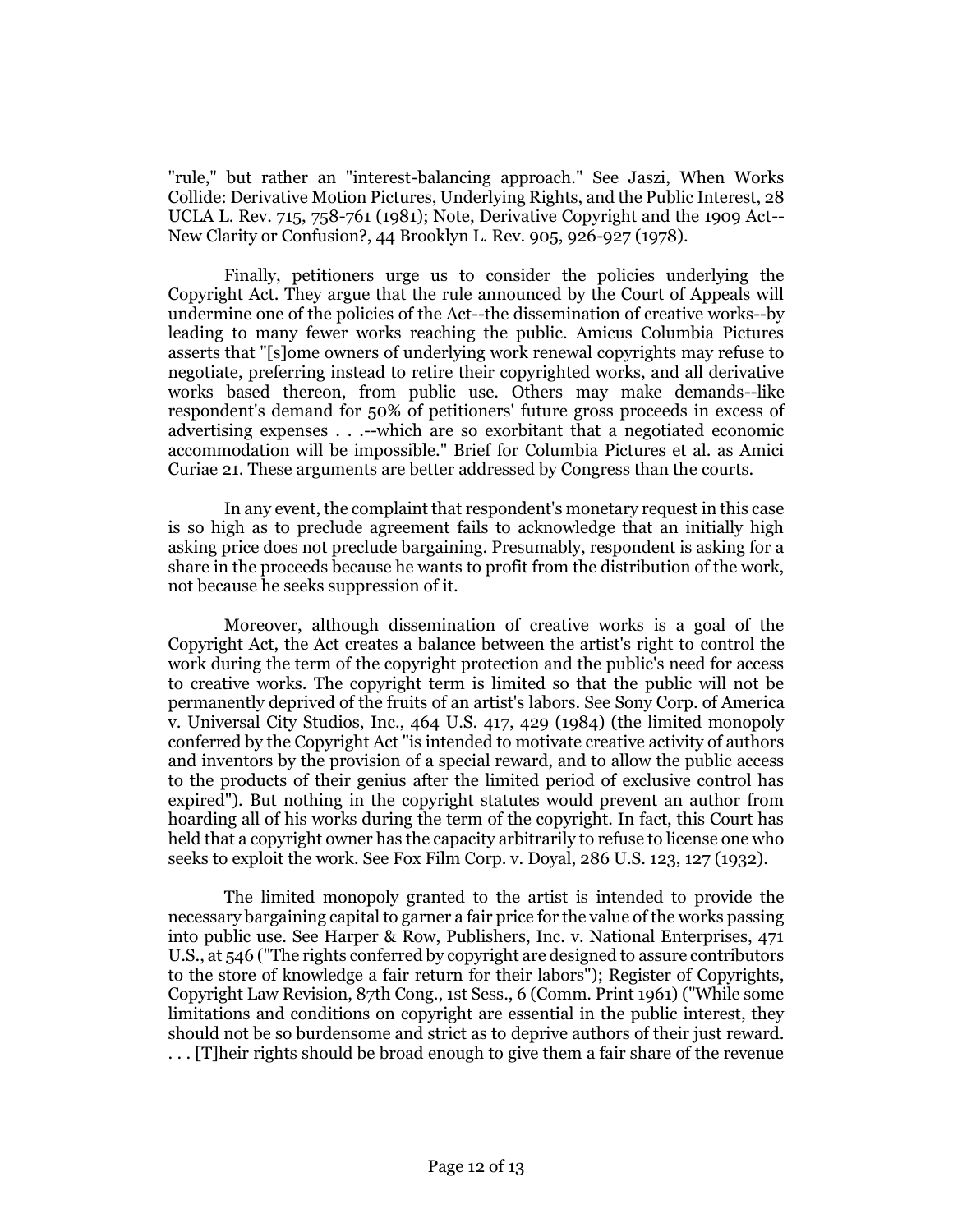"rule," but rather an "interest-balancing approach." See Jaszi, When Works Collide: Derivative Motion Pictures, Underlying Rights, and the Public Interest, 28 UCLA L. Rev. 715, 758-761 (1981); Note, Derivative Copyright and the 1909 Act--New Clarity or Confusion?, 44 Brooklyn L. Rev. 905, 926-927 (1978).

Finally, petitioners urge us to consider the policies underlying the Copyright Act. They argue that the rule announced by the Court of Appeals will undermine one of the policies of the Act--the dissemination of creative works--by leading to many fewer works reaching the public. Amicus Columbia Pictures asserts that "[s]ome owners of underlying work renewal copyrights may refuse to negotiate, preferring instead to retire their copyrighted works, and all derivative works based thereon, from public use. Others may make demands--like respondent's demand for 50% of petitioners' future gross proceeds in excess of advertising expenses . . .--which are so exorbitant that a negotiated economic accommodation will be impossible." Brief for Columbia Pictures et al. as Amici Curiae 21. These arguments are better addressed by Congress than the courts.

In any event, the complaint that respondent's monetary request in this case is so high as to preclude agreement fails to acknowledge that an initially high asking price does not preclude bargaining. Presumably, respondent is asking for a share in the proceeds because he wants to profit from the distribution of the work, not because he seeks suppression of it.

Moreover, although dissemination of creative works is a goal of the Copyright Act, the Act creates a balance between the artist's right to control the work during the term of the copyright protection and the public's need for access to creative works. The copyright term is limited so that the public will not be permanently deprived of the fruits of an artist's labors. See Sony Corp. of America v. Universal City Studios, Inc., 464 U.S. 417, 429 (1984) (the limited monopoly conferred by the Copyright Act "is intended to motivate creative activity of authors and inventors by the provision of a special reward, and to allow the public access to the products of their genius after the limited period of exclusive control has expired"). But nothing in the copyright statutes would prevent an author from hoarding all of his works during the term of the copyright. In fact, this Court has held that a copyright owner has the capacity arbitrarily to refuse to license one who seeks to exploit the work. See Fox Film Corp. v. Doyal, 286 U.S. 123, 127 (1932).

The limited monopoly granted to the artist is intended to provide the necessary bargaining capital to garner a fair price for the value of the works passing into public use. See Harper & Row, Publishers, Inc. v. National Enterprises, 471 U.S., at 546 ("The rights conferred by copyright are designed to assure contributors to the store of knowledge a fair return for their labors"); Register of Copyrights, Copyright Law Revision, 87th Cong., 1st Sess., 6 (Comm. Print 1961) ("While some limitations and conditions on copyright are essential in the public interest, they should not be so burdensome and strict as to deprive authors of their just reward. . . . [T]heir rights should be broad enough to give them a fair share of the revenue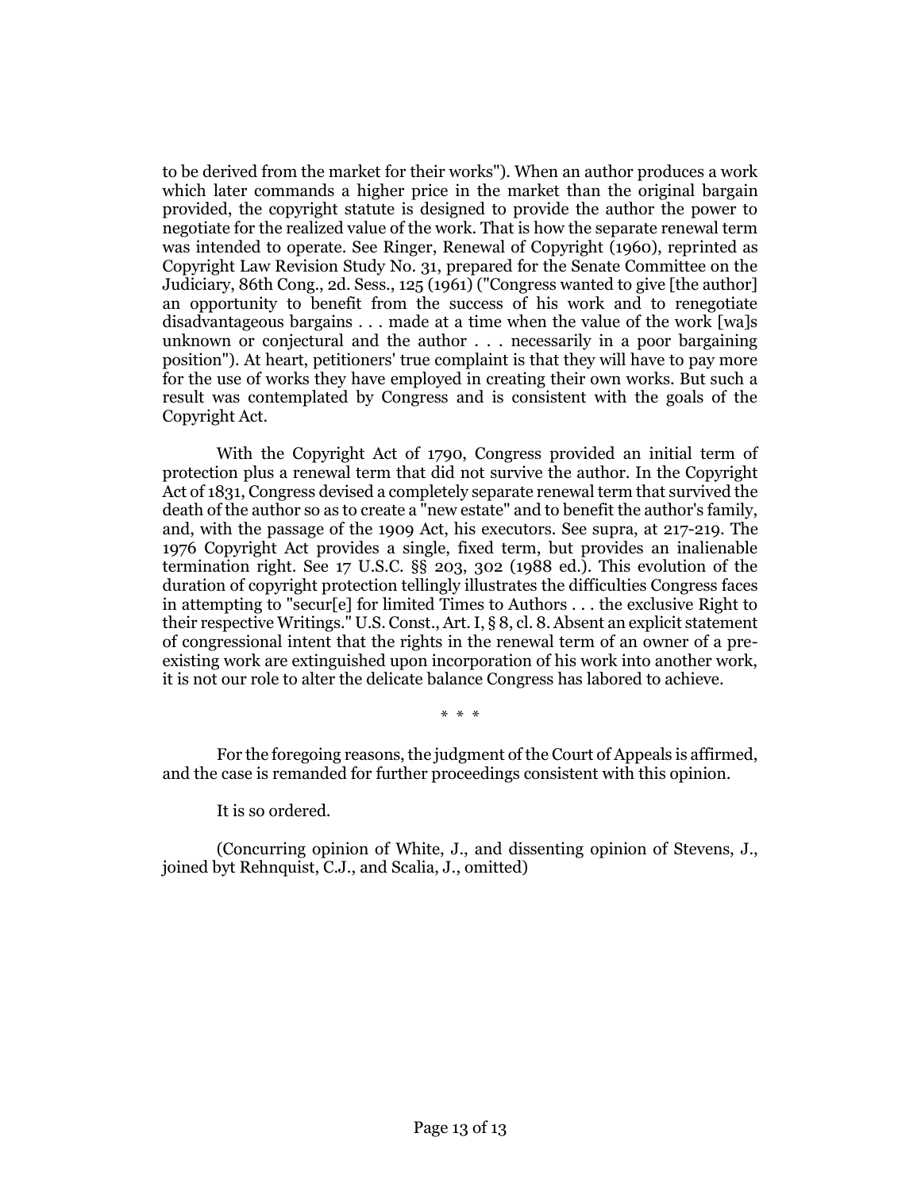to be derived from the market for their works"). When an author produces a work which later commands a higher price in the market than the original bargain provided, the copyright statute is designed to provide the author the power to negotiate for the realized value of the work. That is how the separate renewal term was intended to operate. See Ringer, Renewal of Copyright (1960), reprinted as Copyright Law Revision Study No. 31, prepared for the Senate Committee on the Judiciary, 86th Cong., 2d. Sess., 125 (1961) ("Congress wanted to give [the author] an opportunity to benefit from the success of his work and to renegotiate disadvantageous bargains . . . made at a time when the value of the work [wa]s unknown or conjectural and the author . . . necessarily in a poor bargaining position"). At heart, petitioners' true complaint is that they will have to pay more for the use of works they have employed in creating their own works. But such a result was contemplated by Congress and is consistent with the goals of the Copyright Act.

With the Copyright Act of 1790, Congress provided an initial term of protection plus a renewal term that did not survive the author. In the Copyright Act of 1831, Congress devised a completely separate renewal term that survived the death of the author so as to create a "new estate" and to benefit the author's family, and, with the passage of the 1909 Act, his executors. See supra, at 217-219. The 1976 Copyright Act provides a single, fixed term, but provides an inalienable termination right. See 17 U.S.C. §§ 203, 302 (1988 ed.). This evolution of the duration of copyright protection tellingly illustrates the difficulties Congress faces in attempting to "secur[e] for limited Times to Authors . . . the exclusive Right to their respective Writings." U.S. Const., Art. I, § 8, cl. 8. Absent an explicit statement of congressional intent that the rights in the renewal term of an owner of a pre-existing work are extinguished upon incorporation of his work into another work, it is not our role to alter the delicate balance Congress has labored to achieve.

\* \* \*

For the foregoing reasons, the judgment of the Court of Appeals is affirmed, and the case is remanded for further proceedings consistent with this opinion.

It is so ordered.

(Concurring opinion of White, J., and dissenting opinion of Stevens, J., joined byt Rehnquist, C.J., and Scalia, J., omitted)